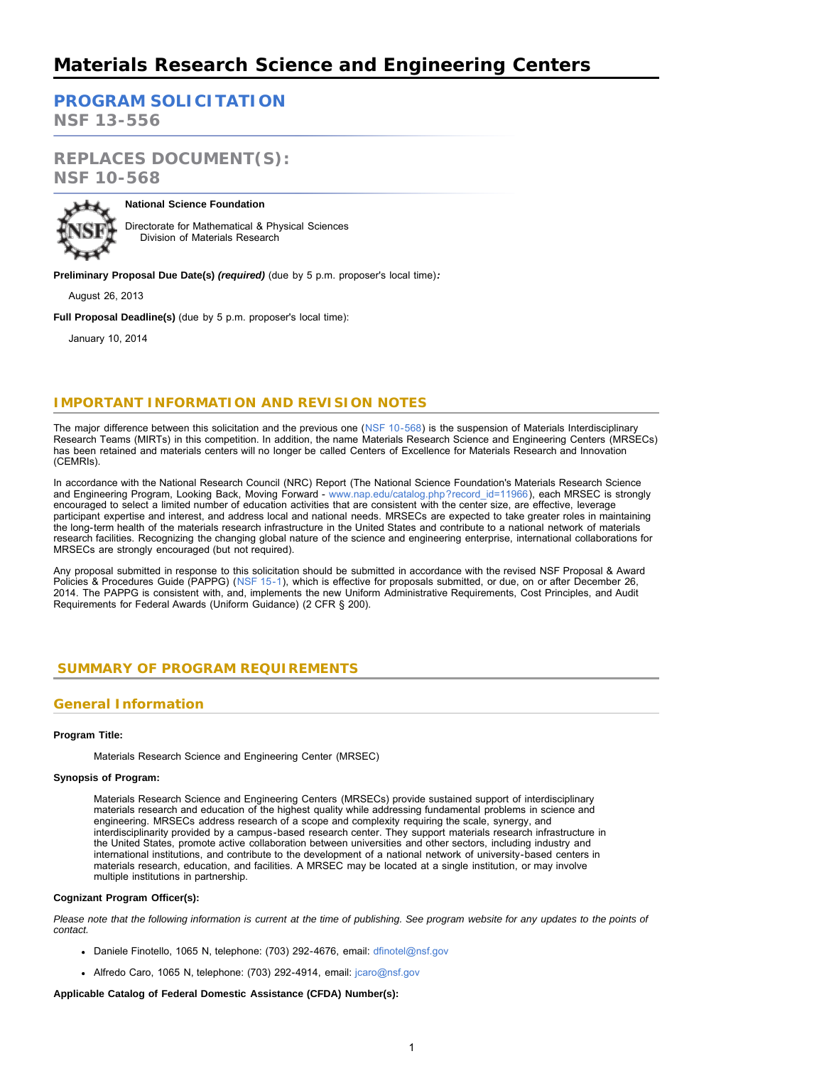# Materials Research Science and Engineering Centers

## PROGRAM SOLICITATION

**NSF 13-556**

## REPLACES DOCUMENT(S):

**NSF 10-568**

**National Science Foundation**

Directorate for Mathematical & Physical Sciences
Division of Materials Research

**Preliminary Proposal Due Date(s)** ***(required)*** (due by 5 p.m. proposer's local time)***:***

August 26, 2013

**Full Proposal Deadline(s)** (due by 5 p.m. proposer's local time):

January 10, 2014

## IMPORTANT INFORMATION AND REVISION NOTES

The major difference between this solicitation and the previous one (NSF 10-568) is the suspension of Materials Interdisciplinary Research Teams (MIRTs) in this competition. In addition, the name Materials Research Science and Engineering Centers (MRSECs) has been retained and materials centers will no longer be called Centers of Excellence for Materials Research and Innovation (CEMRIs).

In accordance with the National Research Council (NRC) Report (The National Science Foundation's Materials Research Science and Engineering Program, Looking Back, Moving Forward - www.nap.edu/catalog.php?record_id=11966), each MRSEC is strongly encouraged to select a limited number of education activities that are consistent with the center size, are effective, leverage participant expertise and interest, and address local and national needs. MRSECs are expected to take greater roles in maintaining the long-term health of the materials research infrastructure in the United States and contribute to a national network of materials research facilities. Recognizing the changing global nature of the science and engineering enterprise, international collaborations for MRSECs are strongly encouraged (but not required).

Any proposal submitted in response to this solicitation should be submitted in accordance with the revised NSF Proposal & Award Policies & Procedures Guide (PAPPG) (NSF 15-1), which is effective for proposals submitted, or due, on or after December 26, 2014. The PAPPG is consistent with, and, implements the new Uniform Administrative Requirements, Cost Principles, and Audit Requirements for Federal Awards (Uniform Guidance) (2 CFR § 200).

## SUMMARY OF PROGRAM REQUIREMENTS

### General Information

**Program Title:**

Materials Research Science and Engineering Center (MRSEC)

**Synopsis of Program:**

Materials Research Science and Engineering Centers (MRSECs) provide sustained support of interdisciplinary materials research and education of the highest quality while addressing fundamental problems in science and engineering. MRSECs address research of a scope and complexity requiring the scale, synergy, and interdisciplinarity provided by a campus-based research center. They support materials research infrastructure in the United States, promote active collaboration between universities and other sectors, including industry and international institutions, and contribute to the development of a national network of university-based centers in materials research, education, and facilities. A MRSEC may be located at a single institution, or may involve multiple institutions in partnership.

**Cognizant Program Officer(s):**

*Please note that the following information is current at the time of publishing. See program website for any updates to the points of contact.*

- Daniele Finotello, 1065 N, telephone: (703) 292-4676, email: dfinotel@nsf.gov
- Alfredo Caro, 1065 N, telephone: (703) 292-4914, email: jcaro@nsf.gov

**Applicable Catalog of Federal Domestic Assistance (CFDA) Number(s):**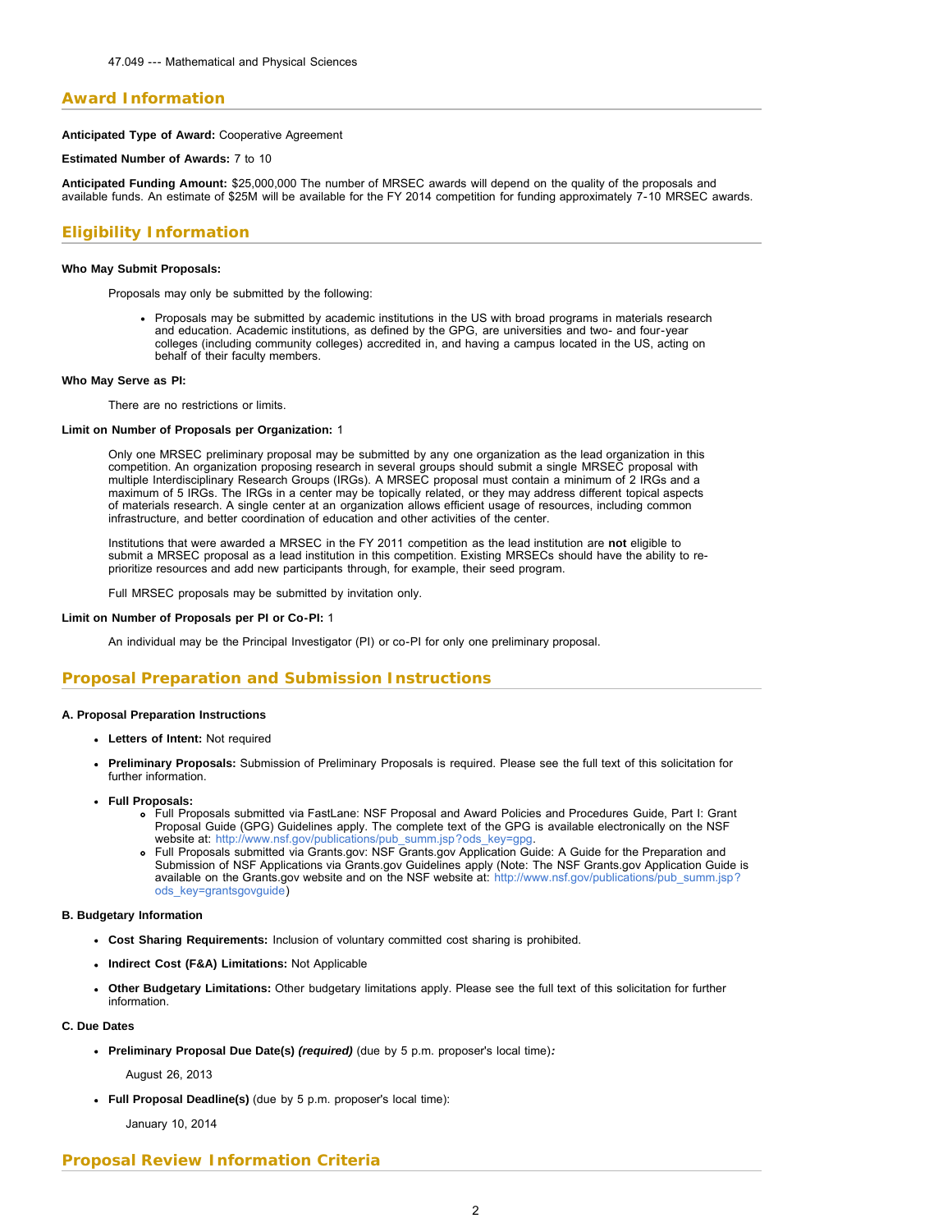47.049 --- Mathematical and Physical Sciences

## Award Information

**Anticipated Type of Award:** Cooperative Agreement

**Estimated Number of Awards:** 7 to 10

**Anticipated Funding Amount:** $25,000,000 The number of MRSEC awards will depend on the quality of the proposals and available funds. An estimate of $25M will be available for the FY 2014 competition for funding approximately 7-10 MRSEC awards.

## Eligibility Information

**Who May Submit Proposals:**

Proposals may only be submitted by the following:

- Proposals may be submitted by academic institutions in the US with broad programs in materials research and education. Academic institutions, as defined by the GPG, are universities and two- and four-year colleges (including community colleges) accredited in, and having a campus located in the US, acting on behalf of their faculty members.

**Who May Serve as PI:**

There are no restrictions or limits.

**Limit on Number of Proposals per Organization:** 1

Only one MRSEC preliminary proposal may be submitted by any one organization as the lead organization in this competition. An organization proposing research in several groups should submit a single MRSEC proposal with multiple Interdisciplinary Research Groups (IRGs). A MRSEC proposal must contain a minimum of 2 IRGs and a maximum of 5 IRGs. The IRGs in a center may be topically related, or they may address different topical aspects of materials research. A single center at an organization allows efficient usage of resources, including common infrastructure, and better coordination of education and other activities of the center.

Institutions that were awarded a MRSEC in the FY 2011 competition as the lead institution are **not** eligible to submit a MRSEC proposal as a lead institution in this competition. Existing MRSECs should have the ability to re-prioritize resources and add new participants through, for example, their seed program.

Full MRSEC proposals may be submitted by invitation only.

**Limit on Number of Proposals per PI or Co-PI:** 1

An individual may be the Principal Investigator (PI) or co-PI for only one preliminary proposal.

## Proposal Preparation and Submission Instructions

**A. Proposal Preparation Instructions**

- **Letters of Intent:** Not required
- **Preliminary Proposals:** Submission of Preliminary Proposals is required. Please see the full text of this solicitation for further information.
- **Full Proposals:**
  - Full Proposals submitted via FastLane: NSF Proposal and Award Policies and Procedures Guide, Part I: Grant Proposal Guide (GPG) Guidelines apply. The complete text of the GPG is available electronically on the NSF website at: http://www.nsf.gov/publications/pub_summ.jsp?ods_key=gpg.
  - Full Proposals submitted via Grants.gov: NSF Grants.gov Application Guide: A Guide for the Preparation and Submission of NSF Applications via Grants.gov Guidelines apply (Note: The NSF Grants.gov Application Guide is available on the Grants.gov website and on the NSF website at: http://www.nsf.gov/publications/pub_summ.jsp?ods_key=grantsgovguide)

**B. Budgetary Information**

- **Cost Sharing Requirements:** Inclusion of voluntary committed cost sharing is prohibited.
- **Indirect Cost (F&A) Limitations:** Not Applicable
- **Other Budgetary Limitations:** Other budgetary limitations apply. Please see the full text of this solicitation for further information.

**C. Due Dates**

- **Preliminary Proposal Due Date(s)** ***(required)*** (due by 5 p.m. proposer's local time)***:***

  August 26, 2013

- **Full Proposal Deadline(s)** (due by 5 p.m. proposer's local time):

  January 10, 2014

## Proposal Review Information Criteria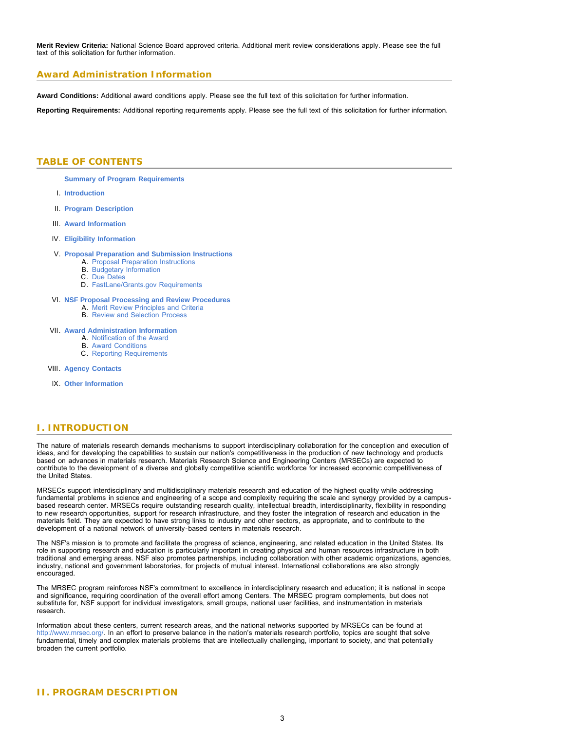**Merit Review Criteria:** National Science Board approved criteria. Additional merit review considerations apply. Please see the full text of this solicitation for further information.

## Award Administration Information

**Award Conditions:** Additional award conditions apply. Please see the full text of this solicitation for further information.

**Reporting Requirements:** Additional reporting requirements apply. Please see the full text of this solicitation for further information.

## TABLE OF CONTENTS

**Summary of Program Requirements**

I. **Introduction**

II. **Program Description**

III. **Award Information**

IV. **Eligibility Information**

V. **Proposal Preparation and Submission Instructions**
   A. Proposal Preparation Instructions
   B. Budgetary Information
   C. Due Dates
   D. FastLane/Grants.gov Requirements

VI. **NSF Proposal Processing and Review Procedures**
   A. Merit Review Principles and Criteria
   B. Review and Selection Process

VII. **Award Administration Information**
   A. Notification of the Award
   B. Award Conditions
   C. Reporting Requirements

VIII. **Agency Contacts**

IX. **Other Information**

## I. INTRODUCTION

The nature of materials research demands mechanisms to support interdisciplinary collaboration for the conception and execution of ideas, and for developing the capabilities to sustain our nation's competitiveness in the production of new technology and products based on advances in materials research. Materials Research Science and Engineering Centers (MRSECs) are expected to contribute to the development of a diverse and globally competitive scientific workforce for increased economic competitiveness of the United States.

MRSECs support interdisciplinary and multidisciplinary materials research and education of the highest quality while addressing fundamental problems in science and engineering of a scope and complexity requiring the scale and synergy provided by a campus-based research center. MRSECs require outstanding research quality, intellectual breadth, interdisciplinarity, flexibility in responding to new research opportunities, support for research infrastructure, and they foster the integration of research and education in the materials field. They are expected to have strong links to industry and other sectors, as appropriate, and to contribute to the development of a national network of university-based centers in materials research.

The NSF's mission is to promote and facilitate the progress of science, engineering, and related education in the United States. Its role in supporting research and education is particularly important in creating physical and human resources infrastructure in both traditional and emerging areas. NSF also promotes partnerships, including collaboration with other academic organizations, agencies, industry, national and government laboratories, for projects of mutual interest. International collaborations are also strongly encouraged.

The MRSEC program reinforces NSF's commitment to excellence in interdisciplinary research and education; it is national in scope and significance, requiring coordination of the overall effort among Centers. The MRSEC program complements, but does not substitute for, NSF support for individual investigators, small groups, national user facilities, and instrumentation in materials research.

Information about these centers, current research areas, and the national networks supported by MRSECs can be found at http://www.mrsec.org/. In an effort to preserve balance in the nation's materials research portfolio, topics are sought that solve fundamental, timely and complex materials problems that are intellectually challenging, important to society, and that potentially broaden the current portfolio.

## II. PROGRAM DESCRIPTION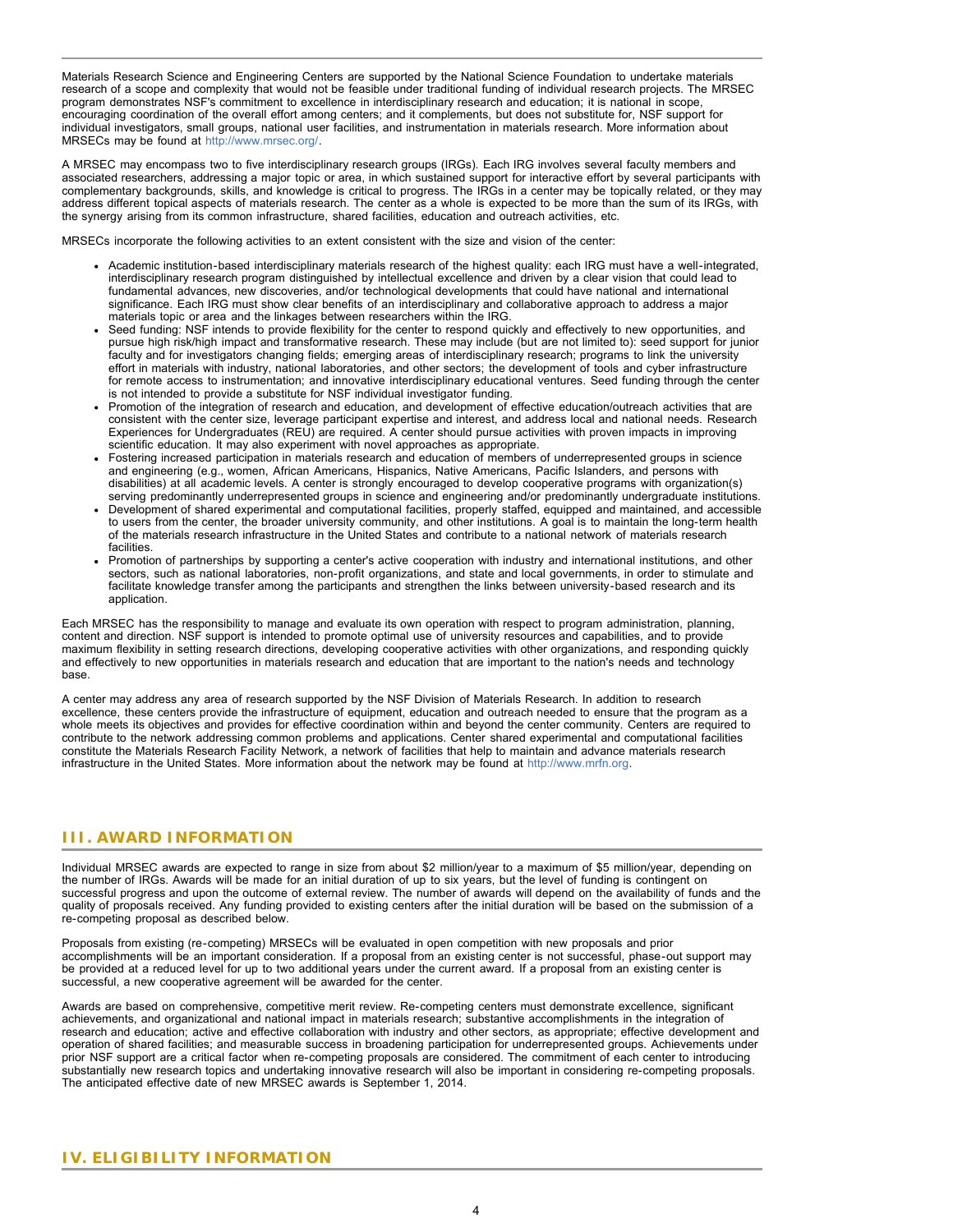Materials Research Science and Engineering Centers are supported by the National Science Foundation to undertake materials research of a scope and complexity that would not be feasible under traditional funding of individual research projects. The MRSEC program demonstrates NSF's commitment to excellence in interdisciplinary research and education; it is national in scope, encouraging coordination of the overall effort among centers; and it complements, but does not substitute for, NSF support for individual investigators, small groups, national user facilities, and instrumentation in materials research. More information about MRSECs may be found at http://www.mrsec.org/.

A MRSEC may encompass two to five interdisciplinary research groups (IRGs). Each IRG involves several faculty members and associated researchers, addressing a major topic or area, in which sustained support for interactive effort by several participants with complementary backgrounds, skills, and knowledge is critical to progress. The IRGs in a center may be topically related, or they may address different topical aspects of materials research. The center as a whole is expected to be more than the sum of its IRGs, with the synergy arising from its common infrastructure, shared facilities, education and outreach activities, etc.

MRSECs incorporate the following activities to an extent consistent with the size and vision of the center:

- Academic institution-based interdisciplinary materials research of the highest quality: each IRG must have a well-integrated, interdisciplinary research program distinguished by intellectual excellence and driven by a clear vision that could lead to fundamental advances, new discoveries, and/or technological developments that could have national and international significance. Each IRG must show clear benefits of an interdisciplinary and collaborative approach to address a major materials topic or area and the linkages between researchers within the IRG.
- Seed funding: NSF intends to provide flexibility for the center to respond quickly and effectively to new opportunities, and pursue high risk/high impact and transformative research. These may include (but are not limited to): seed support for junior faculty and for investigators changing fields; emerging areas of interdisciplinary research; programs to link the university effort in materials with industry, national laboratories, and other sectors; the development of tools and cyber infrastructure for remote access to instrumentation; and innovative interdisciplinary educational ventures. Seed funding through the center is not intended to provide a substitute for NSF individual investigator funding.
- Promotion of the integration of research and education, and development of effective education/outreach activities that are consistent with the center size, leverage participant expertise and interest, and address local and national needs. Research Experiences for Undergraduates (REU) are required. A center should pursue activities with proven impacts in improving scientific education. It may also experiment with novel approaches as appropriate.
- Fostering increased participation in materials research and education of members of underrepresented groups in science and engineering (e.g., women, African Americans, Hispanics, Native Americans, Pacific Islanders, and persons with disabilities) at all academic levels. A center is strongly encouraged to develop cooperative programs with organization(s) serving predominantly underrepresented groups in science and engineering and/or predominantly undergraduate institutions.
- Development of shared experimental and computational facilities, properly staffed, equipped and maintained, and accessible to users from the center, the broader university community, and other institutions. A goal is to maintain the long-term health of the materials research infrastructure in the United States and contribute to a national network of materials research facilities.
- Promotion of partnerships by supporting a center's active cooperation with industry and international institutions, and other sectors, such as national laboratories, non-profit organizations, and state and local governments, in order to stimulate and facilitate knowledge transfer among the participants and strengthen the links between university-based research and its application.

Each MRSEC has the responsibility to manage and evaluate its own operation with respect to program administration, planning, content and direction. NSF support is intended to promote optimal use of university resources and capabilities, and to provide maximum flexibility in setting research directions, developing cooperative activities with other organizations, and responding quickly and effectively to new opportunities in materials research and education that are important to the nation's needs and technology base.

A center may address any area of research supported by the NSF Division of Materials Research. In addition to research excellence, these centers provide the infrastructure of equipment, education and outreach needed to ensure that the program as a whole meets its objectives and provides for effective coordination within and beyond the center community. Centers are required to contribute to the network addressing common problems and applications. Center shared experimental and computational facilities constitute the Materials Research Facility Network, a network of facilities that help to maintain and advance materials research infrastructure in the United States. More information about the network may be found at http://www.mrfn.org.

## III. AWARD INFORMATION

Individual MRSEC awards are expected to range in size from about $2 million/year to a maximum of $5 million/year, depending on the number of IRGs. Awards will be made for an initial duration of up to six years, but the level of funding is contingent on successful progress and upon the outcome of external review. The number of awards will depend on the availability of funds and the quality of proposals received. Any funding provided to existing centers after the initial duration will be based on the submission of a re-competing proposal as described below.

Proposals from existing (re-competing) MRSECs will be evaluated in open competition with new proposals and prior accomplishments will be an important consideration. If a proposal from an existing center is not successful, phase-out support may be provided at a reduced level for up to two additional years under the current award. If a proposal from an existing center is successful, a new cooperative agreement will be awarded for the center.

Awards are based on comprehensive, competitive merit review. Re-competing centers must demonstrate excellence, significant achievements, and organizational and national impact in materials research; substantive accomplishments in the integration of research and education; active and effective collaboration with industry and other sectors, as appropriate; effective development and operation of shared facilities; and measurable success in broadening participation for underrepresented groups. Achievements under prior NSF support are a critical factor when re-competing proposals are considered. The commitment of each center to introducing substantially new research topics and undertaking innovative research will also be important in considering re-competing proposals. The anticipated effective date of new MRSEC awards is September 1, 2014.

## IV. ELIGIBILITY INFORMATION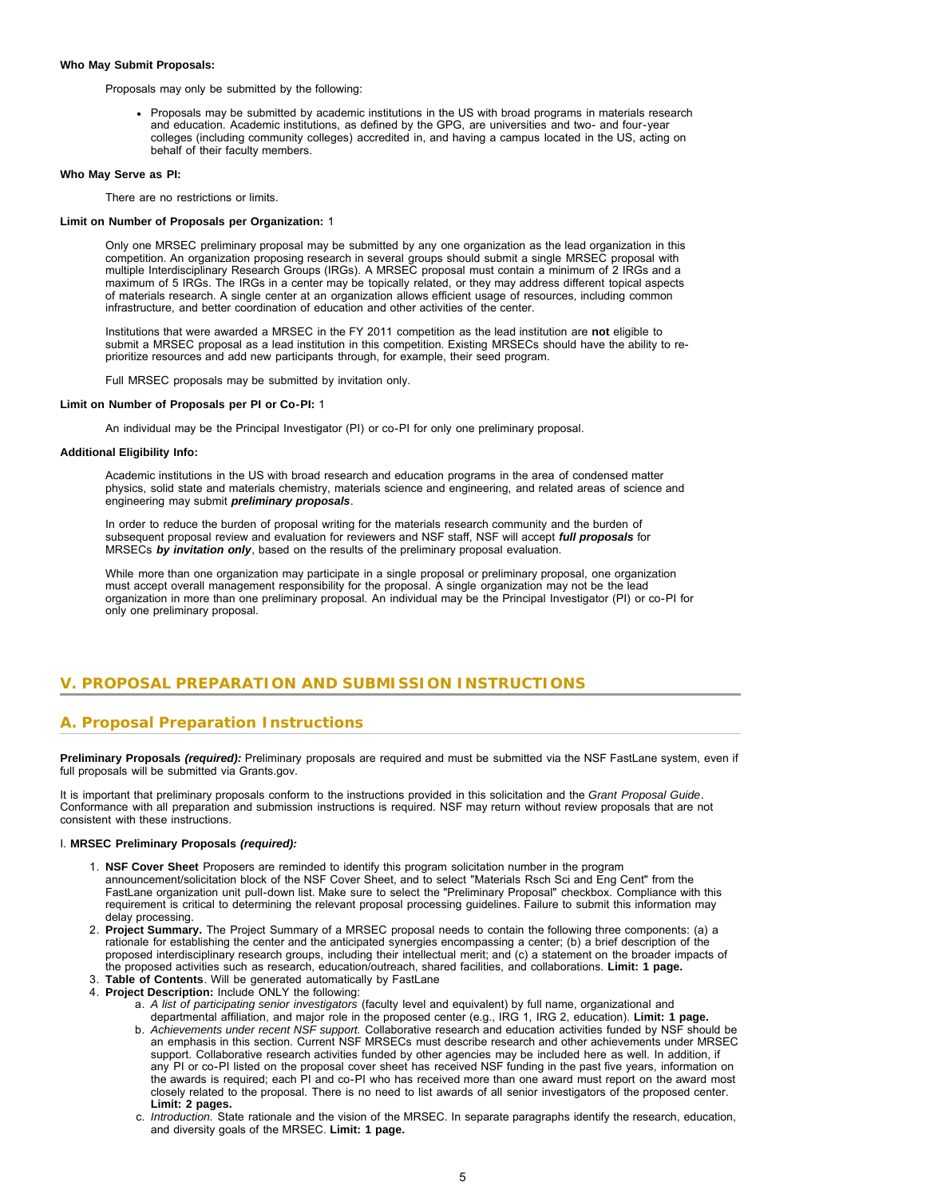**Who May Submit Proposals:**

Proposals may only be submitted by the following:

- Proposals may be submitted by academic institutions in the US with broad programs in materials research and education. Academic institutions, as defined by the GPG, are universities and two- and four-year colleges (including community colleges) accredited in, and having a campus located in the US, acting on behalf of their faculty members.

**Who May Serve as PI:**

There are no restrictions or limits.

**Limit on Number of Proposals per Organization:** 1

Only one MRSEC preliminary proposal may be submitted by any one organization as the lead organization in this competition. An organization proposing research in several groups should submit a single MRSEC proposal with multiple Interdisciplinary Research Groups (IRGs). A MRSEC proposal must contain a minimum of 2 IRGs and a maximum of 5 IRGs. The IRGs in a center may be topically related, or they may address different topical aspects of materials research. A single center at an organization allows efficient usage of resources, including common infrastructure, and better coordination of education and other activities of the center.

Institutions that were awarded a MRSEC in the FY 2011 competition as the lead institution are **not** eligible to submit a MRSEC proposal as a lead institution in this competition. Existing MRSECs should have the ability to re-prioritize resources and add new participants through, for example, their seed program.

Full MRSEC proposals may be submitted by invitation only.

**Limit on Number of Proposals per PI or Co-PI:** 1

An individual may be the Principal Investigator (PI) or co-PI for only one preliminary proposal.

**Additional Eligibility Info:**

Academic institutions in the US with broad research and education programs in the area of condensed matter physics, solid state and materials chemistry, materials science and engineering, and related areas of science and engineering may submit ***preliminary proposals***.

In order to reduce the burden of proposal writing for the materials research community and the burden of subsequent proposal review and evaluation for reviewers and NSF staff, NSF will accept ***full proposals*** for MRSECs ***by invitation only***, based on the results of the preliminary proposal evaluation.

While more than one organization may participate in a single proposal or preliminary proposal, one organization must accept overall management responsibility for the proposal. A single organization may not be the lead organization in more than one preliminary proposal. An individual may be the Principal Investigator (PI) or co-PI for only one preliminary proposal.

## V. PROPOSAL PREPARATION AND SUBMISSION INSTRUCTIONS

### A. Proposal Preparation Instructions

**Preliminary Proposals *(required):*** Preliminary proposals are required and must be submitted via the NSF FastLane system, even if full proposals will be submitted via Grants.gov.

It is important that preliminary proposals conform to the instructions provided in this solicitation and the *Grant Proposal Guide*. Conformance with all preparation and submission instructions is required. NSF may return without review proposals that are not consistent with these instructions.

I. **MRSEC Preliminary Proposals *(required):***

1. **NSF Cover Sheet** Proposers are reminded to identify this program solicitation number in the program announcement/solicitation block of the NSF Cover Sheet, and to select "Materials Rsch Sci and Eng Cent" from the FastLane organization unit pull-down list. Make sure to select the "Preliminary Proposal" checkbox. Compliance with this requirement is critical to determining the relevant proposal processing guidelines. Failure to submit this information may delay processing.
2. **Project Summary.** The Project Summary of a MRSEC proposal needs to contain the following three components: (a) a rationale for establishing the center and the anticipated synergies encompassing a center; (b) a brief description of the proposed interdisciplinary research groups, including their intellectual merit; and (c) a statement on the broader impacts of the proposed activities such as research, education/outreach, shared facilities, and collaborations. **Limit: 1 page.**
3. **Table of Contents**. Will be generated automatically by FastLane
4. **Project Description:** Include ONLY the following:
   a. *A list of participating senior investigators* (faculty level and equivalent) by full name, organizational and departmental affiliation, and major role in the proposed center (e.g., IRG 1, IRG 2, education). **Limit: 1 page.**
   b. *Achievements under recent NSF support.* Collaborative research and education activities funded by NSF should be an emphasis in this section. Current NSF MRSECs must describe research and other achievements under MRSEC support. Collaborative research activities funded by other agencies may be included here as well. In addition, if any PI or co-PI listed on the proposal cover sheet has received NSF funding in the past five years, information on the awards is required; each PI and co-PI who has received more than one award must report on the award most closely related to the proposal. There is no need to list awards of all senior investigators of the proposed center. **Limit: 2 pages.**
   c. *Introduction.* State rationale and the vision of the MRSEC. In separate paragraphs identify the research, education, and diversity goals of the MRSEC. **Limit: 1 page.**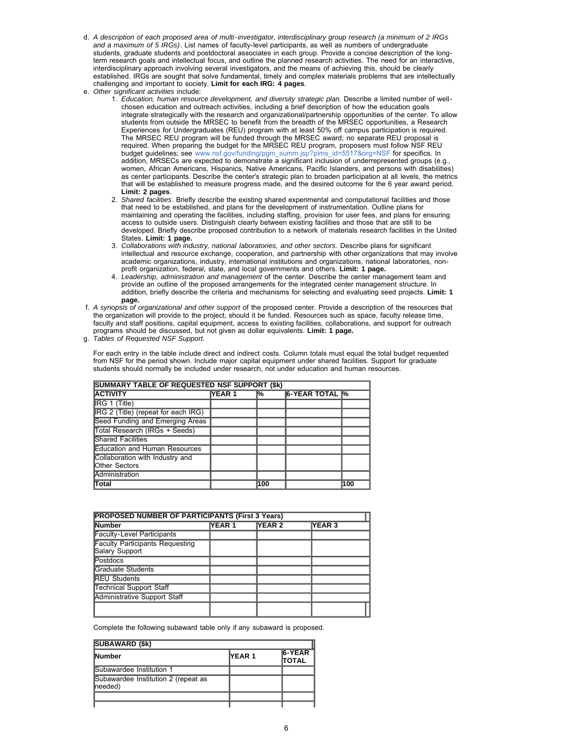d. *A description of each proposed area of multi-investigator, interdisciplinary group research (a minimum of 2 IRGs and a maximum of 5 IRGs)*. List names of faculty-level participants, as well as numbers of undergraduate students, graduate students and postdoctoral associates in each group. Provide a concise description of the long-term research goals and intellectual focus, and outline the planned research activities. The need for an interactive, interdisciplinary approach involving several investigators, and the means of achieving this, should be clearly established. IRGs are sought that solve fundamental, timely and complex materials problems that are intellectually challenging and important to society. **Limit for each IRG: 4 pages**.

e. *Other significant activities* include:

  1. *Education, human resource development, and diversity strategic plan.* Describe a limited number of well-chosen education and outreach activities, including a brief description of how the education goals integrate strategically with the research and organizational/partnership opportunities of the center. To allow students from outside the MRSEC to benefit from the breadth of the MRSEC opportunities, a Research Experiences for Undergraduates (REU) program with at least 50% off campus participation is required. The MRSEC REU program will be funded through the MRSEC award; no separate REU proposal is required. When preparing the budget for the MRSEC REU program, proposers must follow NSF REU budget guidelines; see www.nsf.gov/funding/pgm_summ.jsp?pims_id=5517&org=NSF for specifics. In addition, MRSECs are expected to demonstrate a significant inclusion of underrepresented groups (e.g., women, African Americans, Hispanics, Native Americans, Pacific Islanders, and persons with disabilities) as center participants. Describe the center's strategic plan to broaden participation at all levels, the metrics that will be established to measure progress made, and the desired outcome for the 6 year award period. **Limit: 2 pages**.
  2. *Shared facilities*. Briefly describe the existing shared experimental and computational facilities and those that need to be established, and plans for the development of instrumentation. Outline plans for maintaining and operating the facilities, including staffing, provision for user fees, and plans for ensuring access to outside users. Distinguish clearly between existing facilities and those that are still to be developed. Briefly describe proposed contribution to a network of materials research facilities in the United States. **Limit: 1 page.**
  3. *Collaborations with industry, national laboratories, and other sectors.* Describe plans for significant intellectual and resource exchange, cooperation, and partnership with other organizations that may involve academic organizations, industry, international institutions and organizations, national laboratories, non-profit organization, federal, state, and local governments and others. **Limit: 1 page.**
  4. *Leadership, administration and management* of the center. Describe the center management team and provide an outline of the proposed arrangements for the integrated center management structure. In addition, briefly describe the criteria and mechanisms for selecting and evaluating seed projects. **Limit: 1 page.**

f. *A synopsis of organizational and other support* of the proposed center. Provide a description of the resources that the organization will provide to the project, should it be funded. Resources such as space, faculty release time, faculty and staff positions, capital equipment, access to existing facilities, collaborations, and support for outreach programs should be discussed, but not given as dollar equivalents. **Limit: 1 page.**

g. *Tables of Requested NSF Support.*

For each entry in the table include direct and indirect costs. Column totals must equal the total budget requested from NSF for the period shown. Include major capital equipment under shared facilities. Support for graduate students should normally be included under research, not under education and human resources.

| **SUMMARY TABLE OF REQUESTED NSF SUPPORT ($k)** | | | | |
|---|---|---|---|---|
| **ACTIVITY** | **YEAR 1** | **%** | **6-YEAR TOTAL** | **%** |
| IRG 1 (Title) | | | | |
| IRG 2 (Title) (repeat for each IRG) | | | | |
| Seed Funding and Emerging Areas | | | | |
| Total Research (IRGs + Seeds) | | | | |
| Shared Facilities | | | | |
| Education and Human Resources | | | | |
| Collaboration with Industry and Other Sectors | | | | |
| Administration | | | | |
| **Total** | | **100** | | **100** |

| **PROPOSED NUMBER OF PARTICIPANTS (First 3 Years)** | | | |
|---|---|---|---|
| **Number** | **YEAR 1** | **YEAR 2** | **YEAR 3** |
| Faculty-Level Participants | | | |
| Faculty Participants Requesting Salary Support | | | |
| Postdocs | | | |
| Graduate Students | | | |
| REU Students | | | |
| Technical Support Staff | | | |
| Administrative Support Staff | | | |
| | | | |

Complete the following subaward table only if any subaward is proposed.

| **SUBAWARD ($k)** | | |
|---|---|---|
| **Number** | **YEAR 1** | **6-YEAR TOTAL** |
| Subawardee Institution 1 | | |
| Subawardee Institution 2 (repeat as needed) | | |
| | | |
| | | |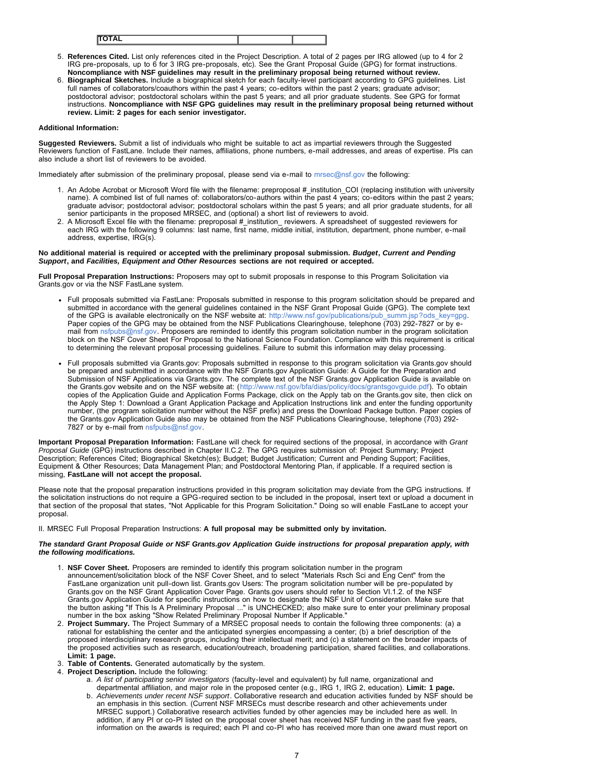| TOTAL | | |
|---|---|---|

5. **References Cited.** List only references cited in the Project Description. A total of 2 pages per IRG allowed (up to 4 for 2 IRG pre-proposals, up to 6 for 3 IRG pre-proposals, etc). See the Grant Proposal Guide (GPG) for format instructions. **Noncompliance with NSF guidelines may result in the preliminary proposal being returned without review.**
6. **Biographical Sketches.** Include a biographical sketch for each faculty-level participant according to GPG guidelines. List full names of collaborators/coauthors within the past 4 years; co-editors within the past 2 years; graduate advisor; postdoctoral advisor; postdoctoral scholars within the past 5 years; and all prior graduate students. See GPG for format instructions. **Noncompliance with NSF GPG guidelines may result in the preliminary proposal being returned without review. Limit: 2 pages for each senior investigator.**

**Additional Information:**

**Suggested Reviewers.** Submit a list of individuals who might be suitable to act as impartial reviewers through the Suggested Reviewers function of FastLane. Include their names, affiliations, phone numbers, e-mail addresses, and areas of expertise. PIs can also include a short list of reviewers to be avoided.

Immediately after submission of the preliminary proposal, please send via e-mail to mrsec@nsf.gov the following:

1. An Adobe Acrobat or Microsoft Word file with the filename: preproposal #_institution_COI (replacing institution with university name). A combined list of full names of: collaborators/co-authors within the past 4 years; co-editors within the past 2 years; graduate advisor; postdoctoral advisor; postdoctoral scholars within the past 5 years; and all prior graduate students, for all senior participants in the proposed MRSEC, and (optional) a short list of reviewers to avoid.
2. A Microsoft Excel file with the filename: preproposal #_institution_ reviewers. A spreadsheet of suggested reviewers for each IRG with the following 9 columns: last name, first name, middle initial, institution, department, phone number, e-mail address, expertise, IRG(s).

**No additional material is required or accepted with the preliminary proposal submission. *Budget*, *Current and Pending Support*, and *Facilities, Equipment and Other Resources* sections are not required or accepted.**

**Full Proposal Preparation Instructions:** Proposers may opt to submit proposals in response to this Program Solicitation via Grants.gov or via the NSF FastLane system.

- Full proposals submitted via FastLane: Proposals submitted in response to this program solicitation should be prepared and submitted in accordance with the general guidelines contained in the NSF Grant Proposal Guide (GPG). The complete text of the GPG is available electronically on the NSF website at: http://www.nsf.gov/publications/pub_summ.jsp?ods_key=gpg. Paper copies of the GPG may be obtained from the NSF Publications Clearinghouse, telephone (703) 292-7827 or by e-mail from nsfpubs@nsf.gov. Proposers are reminded to identify this program solicitation number in the program solicitation block on the NSF Cover Sheet For Proposal to the National Science Foundation. Compliance with this requirement is critical to determining the relevant proposal processing guidelines. Failure to submit this information may delay processing.

- Full proposals submitted via Grants.gov: Proposals submitted in response to this program solicitation via Grants.gov should be prepared and submitted in accordance with the NSF Grants.gov Application Guide: A Guide for the Preparation and Submission of NSF Applications via Grants.gov. The complete text of the NSF Grants.gov Application Guide is available on the Grants.gov website and on the NSF website at: (http://www.nsf.gov/bfa/dias/policy/docs/grantsgovguide.pdf). To obtain copies of the Application Guide and Application Forms Package, click on the Apply tab on the Grants.gov site, then click on the Apply Step 1: Download a Grant Application Package and Application Instructions link and enter the funding opportunity number, (the program solicitation number without the NSF prefix) and press the Download Package button. Paper copies of the Grants.gov Application Guide also may be obtained from the NSF Publications Clearinghouse, telephone (703) 292-7827 or by e-mail from nsfpubs@nsf.gov.

**Important Proposal Preparation Information:** FastLane will check for required sections of the proposal, in accordance with *Grant Proposal Guide* (GPG) instructions described in Chapter II.C.2. The GPG requires submission of: Project Summary; Project Description; References Cited; Biographical Sketch(es); Budget; Budget Justification; Current and Pending Support; Facilities, Equipment & Other Resources; Data Management Plan; and Postdoctoral Mentoring Plan, if applicable. If a required section is missing, **FastLane will not accept the proposal.**

Please note that the proposal preparation instructions provided in this program solicitation may deviate from the GPG instructions. If the solicitation instructions do not require a GPG-required section to be included in the proposal, insert text or upload a document in that section of the proposal that states, "Not Applicable for this Program Solicitation." Doing so will enable FastLane to accept your proposal.

II. MRSEC Full Proposal Preparation Instructions: **A full proposal may be submitted only by invitation.**

***The standard Grant Proposal Guide or NSF Grants.gov Application Guide instructions for proposal preparation apply, with the following modifications.***

1. **NSF Cover Sheet.** Proposers are reminded to identify this program solicitation number in the program announcement/solicitation block of the NSF Cover Sheet, and to select "Materials Rsch Sci and Eng Cent" from the FastLane organization unit pull-down list. Grants.gov Users: The program solicitation number will be pre-populated by Grants.gov on the NSF Grant Application Cover Page. Grants.gov users should refer to Section VI.1.2. of the NSF Grants.gov Application Guide for specific instructions on how to designate the NSF Unit of Consideration. Make sure that the button asking "If This Is A Preliminary Proposal ..." is UNCHECKED; also make sure to enter your preliminary proposal number in the box asking "Show Related Preliminary Proposal Number If Applicable."
2. **Project Summary.** The Project Summary of a MRSEC proposal needs to contain the following three components: (a) a rational for establishing the center and the anticipated synergies encompassing a center; (b) a brief description of the proposed interdisciplinary research groups, including their intellectual merit; and (c) a statement on the broader impacts of the proposed activities such as research, education/outreach, broadening participation, shared facilities, and collaborations. **Limit: 1 page.**
3. **Table of Contents.** Generated automatically by the system.
4. **Project Description.** Include the following:
   a. *A list of participating senior investigators* (faculty-level and equivalent) by full name, organizational and departmental affiliation, and major role in the proposed center (e.g., IRG 1, IRG 2, education). **Limit: 1 page.**
   b. *Achievements under recent NSF support*. Collaborative research and education activities funded by NSF should be an emphasis in this section. (Current NSF MRSECs must describe research and other achievements under MRSEC support.) Collaborative research activities funded by other agencies may be included here as well. In addition, if any PI or co-PI listed on the proposal cover sheet has received NSF funding in the past five years, information on the awards is required; each PI and co-PI who has received more than one award must report on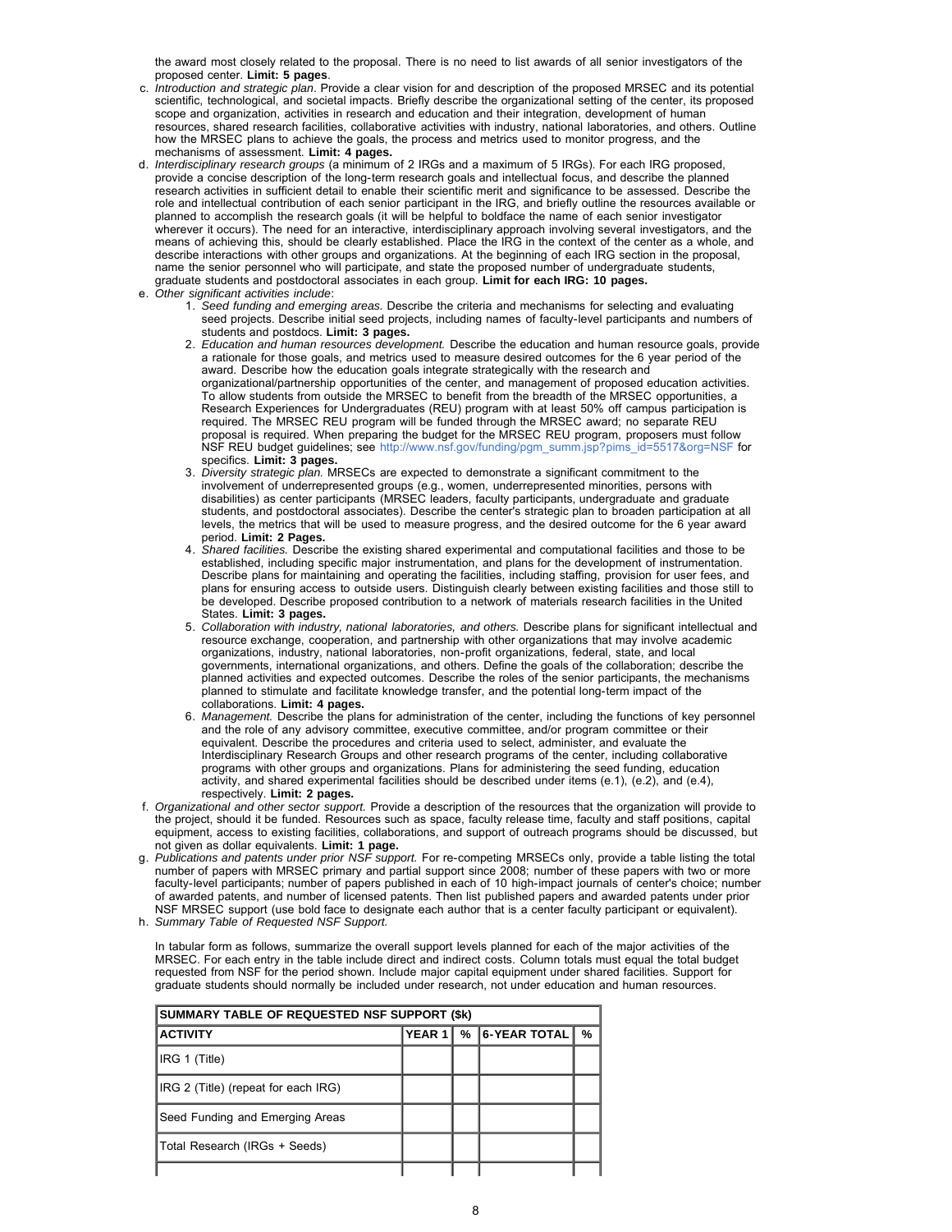the award most closely related to the proposal. There is no need to list awards of all senior investigators of the proposed center. **Limit: 5 pages**.

c. *Introduction and strategic plan*. Provide a clear vision for and description of the proposed MRSEC and its potential scientific, technological, and societal impacts. Briefly describe the organizational setting of the center, its proposed scope and organization, activities in research and education and their integration, development of human resources, shared research facilities, collaborative activities with industry, national laboratories, and others. Outline how the MRSEC plans to achieve the goals, the process and metrics used to monitor progress, and the mechanisms of assessment. **Limit: 4 pages.**

d. *Interdisciplinary research groups* (a minimum of 2 IRGs and a maximum of 5 IRGs). For each IRG proposed, provide a concise description of the long-term research goals and intellectual focus, and describe the planned research activities in sufficient detail to enable their scientific merit and significance to be assessed. Describe the role and intellectual contribution of each senior participant in the IRG, and briefly outline the resources available or planned to accomplish the research goals (it will be helpful to boldface the name of each senior investigator wherever it occurs). The need for an interactive, interdisciplinary approach involving several investigators, and the means of achieving this, should be clearly established. Place the IRG in the context of the center as a whole, and describe interactions with other groups and organizations. At the beginning of each IRG section in the proposal, name the senior personnel who will participate, and state the proposed number of undergraduate students, graduate students and postdoctoral associates in each group. **Limit for each IRG: 10 pages.**

e. *Other significant activities include*:
   1. *Seed funding and emerging areas.* Describe the criteria and mechanisms for selecting and evaluating seed projects. Describe initial seed projects, including names of faculty-level participants and numbers of students and postdocs. **Limit: 3 pages.**
   2. *Education and human resources development.* Describe the education and human resource goals, provide a rationale for those goals, and metrics used to measure desired outcomes for the 6 year period of the award. Describe how the education goals integrate strategically with the research and organizational/partnership opportunities of the center, and management of proposed education activities. To allow students from outside the MRSEC to benefit from the breadth of the MRSEC opportunities, a Research Experiences for Undergraduates (REU) program with at least 50% off campus participation is required. The MRSEC REU program will be funded through the MRSEC award; no separate REU proposal is required. When preparing the budget for the MRSEC REU program, proposers must follow NSF REU budget guidelines; see http://www.nsf.gov/funding/pgm_summ.jsp?pims_id=5517&org=NSF for specifics. **Limit: 3 pages.**
   3. *Diversity strategic plan.* MRSECs are expected to demonstrate a significant commitment to the involvement of underrepresented groups (e.g., women, underrepresented minorities, persons with disabilities) as center participants (MRSEC leaders, faculty participants, undergraduate and graduate students, and postdoctoral associates). Describe the center's strategic plan to broaden participation at all levels, the metrics that will be used to measure progress, and the desired outcome for the 6 year award period. **Limit: 2 Pages.**
   4. *Shared facilities.* Describe the existing shared experimental and computational facilities and those to be established, including specific major instrumentation, and plans for the development of instrumentation. Describe plans for maintaining and operating the facilities, including staffing, provision for user fees, and plans for ensuring access to outside users. Distinguish clearly between existing facilities and those still to be developed. Describe proposed contribution to a network of materials research facilities in the United States. **Limit: 3 pages.**
   5. *Collaboration with industry, national laboratories, and others.* Describe plans for significant intellectual and resource exchange, cooperation, and partnership with other organizations that may involve academic organizations, industry, national laboratories, non-profit organizations, federal, state, and local governments, international organizations, and others. Define the goals of the collaboration; describe the planned activities and expected outcomes. Describe the roles of the senior participants, the mechanisms planned to stimulate and facilitate knowledge transfer, and the potential long-term impact of the collaborations. **Limit: 4 pages.**
   6. *Management.* Describe the plans for administration of the center, including the functions of key personnel and the role of any advisory committee, executive committee, and/or program committee or their equivalent. Describe the procedures and criteria used to select, administer, and evaluate the Interdisciplinary Research Groups and other research programs of the center, including collaborative programs with other groups and organizations. Plans for administering the seed funding, education activity, and shared experimental facilities should be described under items (e.1), (e.2), and (e.4), respectively. **Limit: 2 pages.**

f. *Organizational and other sector support.* Provide a description of the resources that the organization will provide to the project, should it be funded. Resources such as space, faculty release time, faculty and staff positions, capital equipment, access to existing facilities, collaborations, and support of outreach programs should be discussed, but not given as dollar equivalents. **Limit: 1 page.**

g. *Publications and patents under prior NSF support.* For re-competing MRSECs only, provide a table listing the total number of papers with MRSEC primary and partial support since 2008; number of these papers with two or more faculty-level participants; number of papers published in each of 10 high-impact journals of center's choice; number of awarded patents, and number of licensed patents. Then list published papers and awarded patents under prior NSF MRSEC support (use bold face to designate each author that is a center faculty participant or equivalent).

h. *Summary Table of Requested NSF Support.*

In tabular form as follows, summarize the overall support levels planned for each of the major activities of the MRSEC. For each entry in the table include direct and indirect costs. Column totals must equal the total budget requested from NSF for the period shown. Include major capital equipment under shared facilities. Support for graduate students should normally be included under research, not under education and human resources.

| SUMMARY TABLE OF REQUESTED NSF SUPPORT ($k) | | | | |
|---|---|---|---|---|
| **ACTIVITY** | **YEAR 1** | **%** | **6-YEAR TOTAL** | **%** |
| IRG 1 (Title) | | | | |
| IRG 2 (Title) (repeat for each IRG) | | | | |
| Seed Funding and Emerging Areas | | | | |
| Total Research (IRGs + Seeds) | | | | |
| | | | | |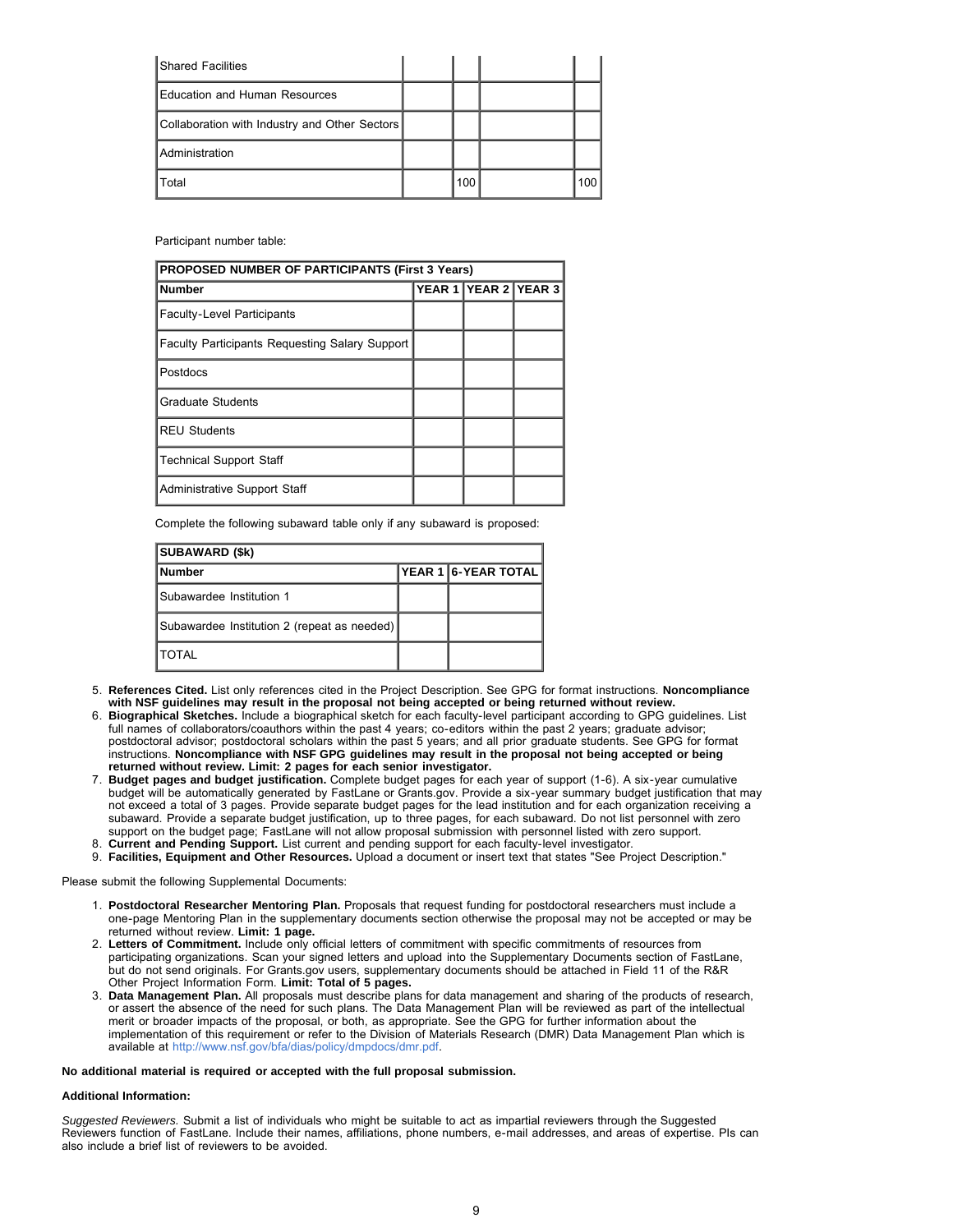| | | | | |
|---|---|---|---|---|
| Shared Facilities | | | | |
| Education and Human Resources | | | | |
| Collaboration with Industry and Other Sectors | | | | |
| Administration | | | | |
| Total | | 100 | | 100 |

Participant number table:

| PROPOSED NUMBER OF PARTICIPANTS (First 3 Years) | | | |
|---|---|---|---|
| **Number** | **YEAR 1** | **YEAR 2** | **YEAR 3** |
| Faculty-Level Participants | | | |
| Faculty Participants Requesting Salary Support | | | |
| Postdocs | | | |
| Graduate Students | | | |
| REU Students | | | |
| Technical Support Staff | | | |
| Administrative Support Staff | | | |

Complete the following subaward table only if any subaward is proposed:

| SUBAWARD ($k) | | |
|---|---|---|
| **Number** | **YEAR 1** | **6-YEAR TOTAL** |
| Subawardee Institution 1 | | |
| Subawardee Institution 2 (repeat as needed) | | |
| TOTAL | | |

5. **References Cited.** List only references cited in the Project Description. See GPG for format instructions. **Noncompliance with NSF guidelines may result in the proposal not being accepted or being returned without review.**
6. **Biographical Sketches.** Include a biographical sketch for each faculty-level participant according to GPG guidelines. List full names of collaborators/coauthors within the past 4 years; co-editors within the past 2 years; graduate advisor; postdoctoral advisor; postdoctoral scholars within the past 5 years; and all prior graduate students. See GPG for format instructions. **Noncompliance with NSF GPG guidelines may result in the proposal not being accepted or being returned without review. Limit: 2 pages for each senior investigator.**
7. **Budget pages and budget justification.** Complete budget pages for each year of support (1-6). A six-year cumulative budget will be automatically generated by FastLane or Grants.gov. Provide a six-year summary budget justification that may not exceed a total of 3 pages. Provide separate budget pages for the lead institution and for each organization receiving a subaward. Provide a separate budget justification, up to three pages, for each subaward. Do not list personnel with zero support on the budget page; FastLane will not allow proposal submission with personnel listed with zero support.
8. **Current and Pending Support.** List current and pending support for each faculty-level investigator.
9. **Facilities, Equipment and Other Resources.** Upload a document or insert text that states "See Project Description."

Please submit the following Supplemental Documents:

1. **Postdoctoral Researcher Mentoring Plan.** Proposals that request funding for postdoctoral researchers must include a one-page Mentoring Plan in the supplementary documents section otherwise the proposal may not be accepted or may be returned without review. **Limit: 1 page.**
2. **Letters of Commitment.** Include only official letters of commitment with specific commitments of resources from participating organizations. Scan your signed letters and upload into the Supplementary Documents section of FastLane, but do not send originals. For Grants.gov users, supplementary documents should be attached in Field 11 of the R&R Other Project Information Form. **Limit: Total of 5 pages.**
3. **Data Management Plan.** All proposals must describe plans for data management and sharing of the products of research, or assert the absence of the need for such plans. The Data Management Plan will be reviewed as part of the intellectual merit or broader impacts of the proposal, or both, as appropriate. See the GPG for further information about the implementation of this requirement or refer to the Division of Materials Research (DMR) Data Management Plan which is available at http://www.nsf.gov/bfa/dias/policy/dmpdocs/dmr.pdf.

**No additional material is required or accepted with the full proposal submission.**

**Additional Information:**

*Suggested Reviewers.* Submit a list of individuals who might be suitable to act as impartial reviewers through the Suggested Reviewers function of FastLane. Include their names, affiliations, phone numbers, e-mail addresses, and areas of expertise. PIs can also include a brief list of reviewers to be avoided.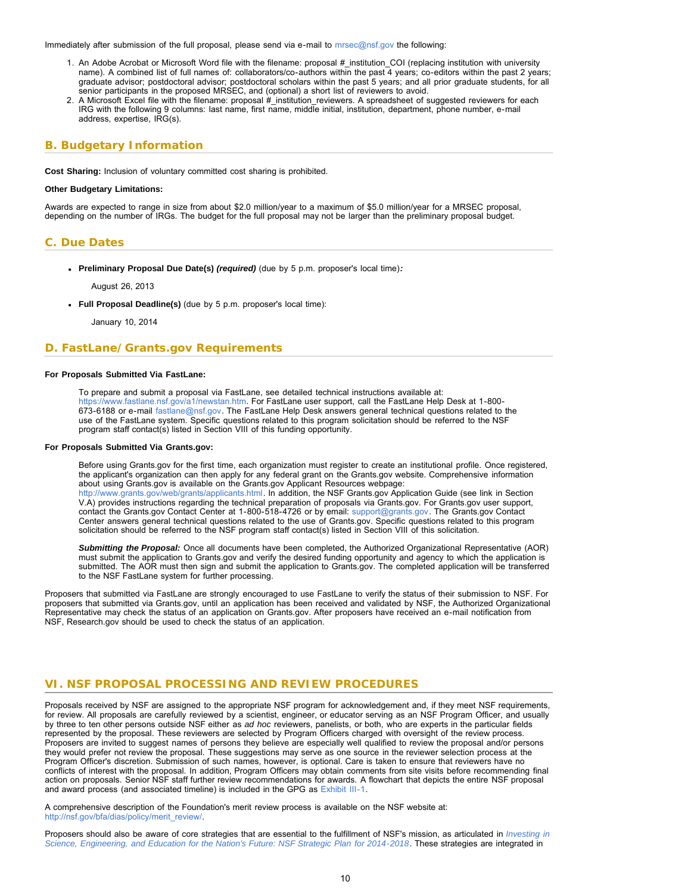Immediately after submission of the full proposal, please send via e-mail to mrsec@nsf.gov the following:

1. An Adobe Acrobat or Microsoft Word file with the filename: proposal #_institution_COI (replacing institution with university name). A combined list of full names of: collaborators/co-authors within the past 4 years; co-editors within the past 2 years; graduate advisor; postdoctoral advisor; postdoctoral scholars within the past 5 years; and all prior graduate students, for all senior participants in the proposed MRSEC, and (optional) a short list of reviewers to avoid.
2. A Microsoft Excel file with the filename: proposal #_institution_reviewers. A spreadsheet of suggested reviewers for each IRG with the following 9 columns: last name, first name, middle initial, institution, department, phone number, e-mail address, expertise, IRG(s).

## B. Budgetary Information

**Cost Sharing:** Inclusion of voluntary committed cost sharing is prohibited.

**Other Budgetary Limitations:**

Awards are expected to range in size from about $2.0 million/year to a maximum of $5.0 million/year for a MRSEC proposal, depending on the number of IRGs. The budget for the full proposal may not be larger than the preliminary proposal budget.

## C. Due Dates

- **Preliminary Proposal Due Date(s)** ***(required)*** (due by 5 p.m. proposer's local time)***:***

  August 26, 2013

- **Full Proposal Deadline(s)** (due by 5 p.m. proposer's local time):

  January 10, 2014

## D. FastLane/Grants.gov Requirements

**For Proposals Submitted Via FastLane:**

To prepare and submit a proposal via FastLane, see detailed technical instructions available at: https://www.fastlane.nsf.gov/a1/newstan.htm. For FastLane user support, call the FastLane Help Desk at 1-800-673-6188 or e-mail fastlane@nsf.gov. The FastLane Help Desk answers general technical questions related to the use of the FastLane system. Specific questions related to this program solicitation should be referred to the NSF program staff contact(s) listed in Section VIII of this funding opportunity.

**For Proposals Submitted Via Grants.gov:**

Before using Grants.gov for the first time, each organization must register to create an institutional profile. Once registered, the applicant's organization can then apply for any federal grant on the Grants.gov website. Comprehensive information about using Grants.gov is available on the Grants.gov Applicant Resources webpage: http://www.grants.gov/web/grants/applicants.html. In addition, the NSF Grants.gov Application Guide (see link in Section V.A) provides instructions regarding the technical preparation of proposals via Grants.gov. For Grants.gov user support, contact the Grants.gov Contact Center at 1-800-518-4726 or by email: support@grants.gov. The Grants.gov Contact Center answers general technical questions related to the use of Grants.gov. Specific questions related to this program solicitation should be referred to the NSF program staff contact(s) listed in Section VIII of this solicitation.

***Submitting the Proposal:*** Once all documents have been completed, the Authorized Organizational Representative (AOR) must submit the application to Grants.gov and verify the desired funding opportunity and agency to which the application is submitted. The AOR must then sign and submit the application to Grants.gov. The completed application will be transferred to the NSF FastLane system for further processing.

Proposers that submitted via FastLane are strongly encouraged to use FastLane to verify the status of their submission to NSF. For proposers that submitted via Grants.gov, until an application has been received and validated by NSF, the Authorized Organizational Representative may check the status of an application on Grants.gov. After proposers have received an e-mail notification from NSF, Research.gov should be used to check the status of an application.

# VI. NSF PROPOSAL PROCESSING AND REVIEW PROCEDURES

Proposals received by NSF are assigned to the appropriate NSF program for acknowledgement and, if they meet NSF requirements, for review. All proposals are carefully reviewed by a scientist, engineer, or educator serving as an NSF Program Officer, and usually by three to ten other persons outside NSF either as *ad hoc* reviewers, panelists, or both, who are experts in the particular fields represented by the proposal. These reviewers are selected by Program Officers charged with oversight of the review process. Proposers are invited to suggest names of persons they believe are especially well qualified to review the proposal and/or persons they would prefer not review the proposal. These suggestions may serve as one source in the reviewer selection process at the Program Officer's discretion. Submission of such names, however, is optional. Care is taken to ensure that reviewers have no conflicts of interest with the proposal. In addition, Program Officers may obtain comments from site visits before recommending final action on proposals. Senior NSF staff further review recommendations for awards. A flowchart that depicts the entire NSF proposal and award process (and associated timeline) is included in the GPG as Exhibit III-1.

A comprehensive description of the Foundation's merit review process is available on the NSF website at: http://nsf.gov/bfa/dias/policy/merit_review/.

Proposers should also be aware of core strategies that are essential to the fulfillment of NSF's mission, as articulated in *Investing in Science, Engineering, and Education for the Nation's Future: NSF Strategic Plan for 2014-2018*. These strategies are integrated in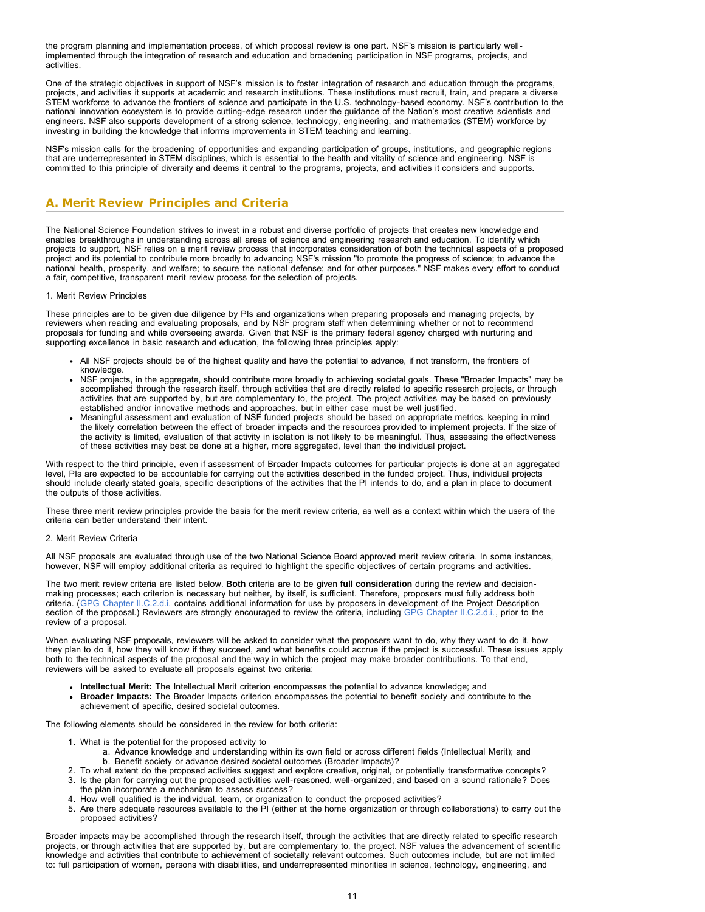the program planning and implementation process, of which proposal review is one part. NSF's mission is particularly well-implemented through the integration of research and education and broadening participation in NSF programs, projects, and activities.

One of the strategic objectives in support of NSF's mission is to foster integration of research and education through the programs, projects, and activities it supports at academic and research institutions. These institutions must recruit, train, and prepare a diverse STEM workforce to advance the frontiers of science and participate in the U.S. technology-based economy. NSF's contribution to the national innovation ecosystem is to provide cutting-edge research under the guidance of the Nation's most creative scientists and engineers. NSF also supports development of a strong science, technology, engineering, and mathematics (STEM) workforce by investing in building the knowledge that informs improvements in STEM teaching and learning.

NSF's mission calls for the broadening of opportunities and expanding participation of groups, institutions, and geographic regions that are underrepresented in STEM disciplines, which is essential to the health and vitality of science and engineering. NSF is committed to this principle of diversity and deems it central to the programs, projects, and activities it considers and supports.

## A. Merit Review Principles and Criteria

The National Science Foundation strives to invest in a robust and diverse portfolio of projects that creates new knowledge and enables breakthroughs in understanding across all areas of science and engineering research and education. To identify which projects to support, NSF relies on a merit review process that incorporates consideration of both the technical aspects of a proposed project and its potential to contribute more broadly to advancing NSF's mission "to promote the progress of science; to advance the national health, prosperity, and welfare; to secure the national defense; and for other purposes." NSF makes every effort to conduct a fair, competitive, transparent merit review process for the selection of projects.

1. Merit Review Principles

These principles are to be given due diligence by PIs and organizations when preparing proposals and managing projects, by reviewers when reading and evaluating proposals, and by NSF program staff when determining whether or not to recommend proposals for funding and while overseeing awards. Given that NSF is the primary federal agency charged with nurturing and supporting excellence in basic research and education, the following three principles apply:

- All NSF projects should be of the highest quality and have the potential to advance, if not transform, the frontiers of knowledge.
- NSF projects, in the aggregate, should contribute more broadly to achieving societal goals. These "Broader Impacts" may be accomplished through the research itself, through activities that are directly related to specific research projects, or through activities that are supported by, but are complementary to, the project. The project activities may be based on previously established and/or innovative methods and approaches, but in either case must be well justified.
- Meaningful assessment and evaluation of NSF funded projects should be based on appropriate metrics, keeping in mind the likely correlation between the effect of broader impacts and the resources provided to implement projects. If the size of the activity is limited, evaluation of that activity in isolation is not likely to be meaningful. Thus, assessing the effectiveness of these activities may best be done at a higher, more aggregated, level than the individual project.

With respect to the third principle, even if assessment of Broader Impacts outcomes for particular projects is done at an aggregated level, PIs are expected to be accountable for carrying out the activities described in the funded project. Thus, individual projects should include clearly stated goals, specific descriptions of the activities that the PI intends to do, and a plan in place to document the outputs of those activities.

These three merit review principles provide the basis for the merit review criteria, as well as a context within which the users of the criteria can better understand their intent.

2. Merit Review Criteria

All NSF proposals are evaluated through use of the two National Science Board approved merit review criteria. In some instances, however, NSF will employ additional criteria as required to highlight the specific objectives of certain programs and activities.

The two merit review criteria are listed below. **Both** criteria are to be given **full consideration** during the review and decision-making processes; each criterion is necessary but neither, by itself, is sufficient. Therefore, proposers must fully address both criteria. (GPG Chapter II.C.2.d.i. contains additional information for use by proposers in development of the Project Description section of the proposal.) Reviewers are strongly encouraged to review the criteria, including GPG Chapter II.C.2.d.i., prior to the review of a proposal.

When evaluating NSF proposals, reviewers will be asked to consider what the proposers want to do, why they want to do it, how they plan to do it, how they will know if they succeed, and what benefits could accrue if the project is successful. These issues apply both to the technical aspects of the proposal and the way in which the project may make broader contributions. To that end, reviewers will be asked to evaluate all proposals against two criteria:

- **Intellectual Merit:** The Intellectual Merit criterion encompasses the potential to advance knowledge; and
- **Broader Impacts:** The Broader Impacts criterion encompasses the potential to benefit society and contribute to the achievement of specific, desired societal outcomes.

The following elements should be considered in the review for both criteria:

1. What is the potential for the proposed activity to
   a. Advance knowledge and understanding within its own field or across different fields (Intellectual Merit); and
   b. Benefit society or advance desired societal outcomes (Broader Impacts)?
2. To what extent do the proposed activities suggest and explore creative, original, or potentially transformative concepts?
3. Is the plan for carrying out the proposed activities well-reasoned, well-organized, and based on a sound rationale? Does the plan incorporate a mechanism to assess success?
4. How well qualified is the individual, team, or organization to conduct the proposed activities?
5. Are there adequate resources available to the PI (either at the home organization or through collaborations) to carry out the proposed activities?

Broader impacts may be accomplished through the research itself, through the activities that are directly related to specific research projects, or through activities that are supported by, but are complementary to, the project. NSF values the advancement of scientific knowledge and activities that contribute to achievement of societally relevant outcomes. Such outcomes include, but are not limited to: full participation of women, persons with disabilities, and underrepresented minorities in science, technology, engineering, and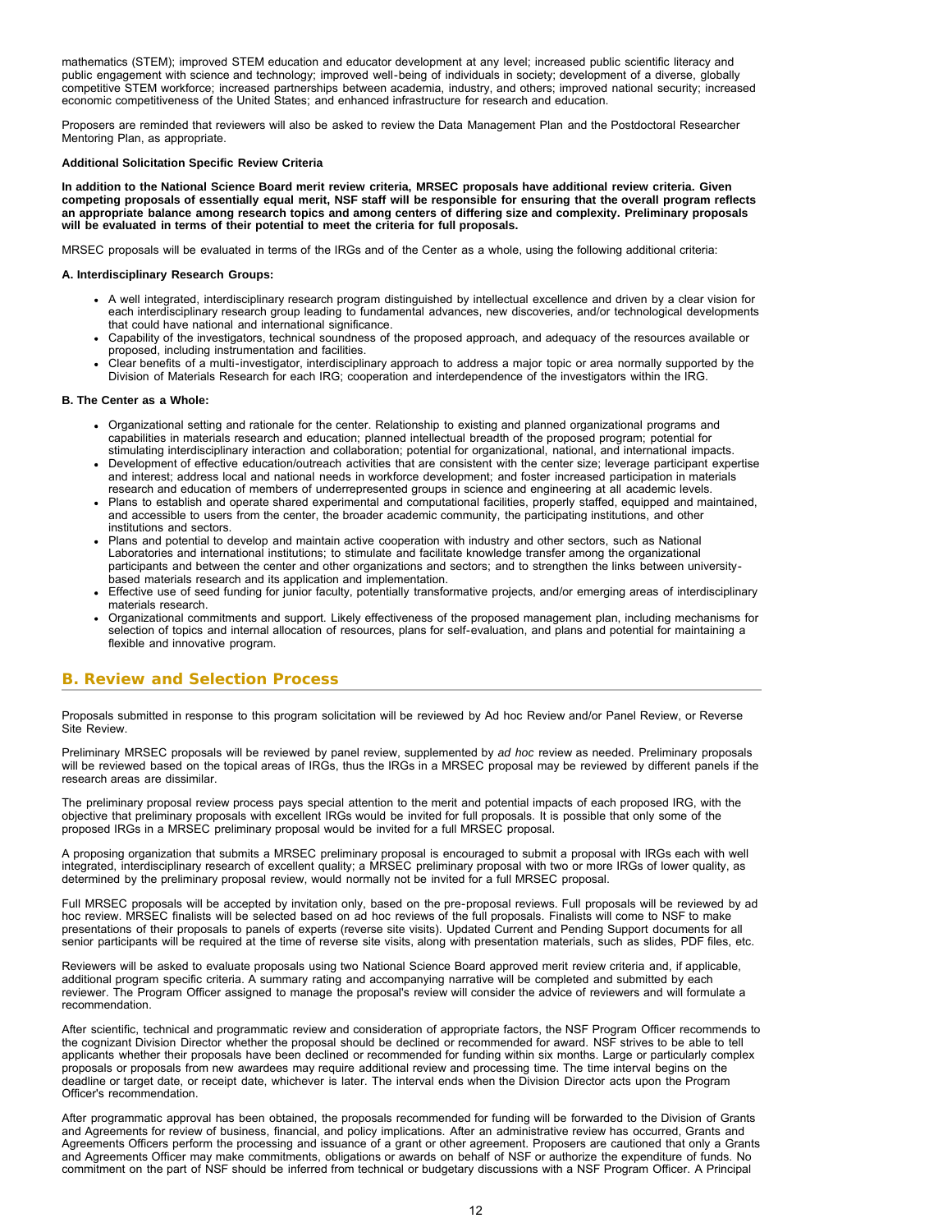mathematics (STEM); improved STEM education and educator development at any level; increased public scientific literacy and public engagement with science and technology; improved well-being of individuals in society; development of a diverse, globally competitive STEM workforce; increased partnerships between academia, industry, and others; improved national security; increased economic competitiveness of the United States; and enhanced infrastructure for research and education.

Proposers are reminded that reviewers will also be asked to review the Data Management Plan and the Postdoctoral Researcher Mentoring Plan, as appropriate.

**Additional Solicitation Specific Review Criteria**

**In addition to the National Science Board merit review criteria, MRSEC proposals have additional review criteria. Given competing proposals of essentially equal merit, NSF staff will be responsible for ensuring that the overall program reflects an appropriate balance among research topics and among centers of differing size and complexity. Preliminary proposals will be evaluated in terms of their potential to meet the criteria for full proposals.**

MRSEC proposals will be evaluated in terms of the IRGs and of the Center as a whole, using the following additional criteria:

**A. Interdisciplinary Research Groups:**

- A well integrated, interdisciplinary research program distinguished by intellectual excellence and driven by a clear vision for each interdisciplinary research group leading to fundamental advances, new discoveries, and/or technological developments that could have national and international significance.
- Capability of the investigators, technical soundness of the proposed approach, and adequacy of the resources available or proposed, including instrumentation and facilities.
- Clear benefits of a multi-investigator, interdisciplinary approach to address a major topic or area normally supported by the Division of Materials Research for each IRG; cooperation and interdependence of the investigators within the IRG.

**B. The Center as a Whole:**

- Organizational setting and rationale for the center. Relationship to existing and planned organizational programs and capabilities in materials research and education; planned intellectual breadth of the proposed program; potential for stimulating interdisciplinary interaction and collaboration; potential for organizational, national, and international impacts.
- Development of effective education/outreach activities that are consistent with the center size; leverage participant expertise and interest; address local and national needs in workforce development; and foster increased participation in materials research and education of members of underrepresented groups in science and engineering at all academic levels.
- Plans to establish and operate shared experimental and computational facilities, properly staffed, equipped and maintained, and accessible to users from the center, the broader academic community, the participating institutions, and other institutions and sectors.
- Plans and potential to develop and maintain active cooperation with industry and other sectors, such as National Laboratories and international institutions; to stimulate and facilitate knowledge transfer among the organizational participants and between the center and other organizations and sectors; and to strengthen the links between university-based materials research and its application and implementation.
- Effective use of seed funding for junior faculty, potentially transformative projects, and/or emerging areas of interdisciplinary materials research.
- Organizational commitments and support. Likely effectiveness of the proposed management plan, including mechanisms for selection of topics and internal allocation of resources, plans for self-evaluation, and plans and potential for maintaining a flexible and innovative program.

## B. Review and Selection Process

Proposals submitted in response to this program solicitation will be reviewed by Ad hoc Review and/or Panel Review, or Reverse Site Review.

Preliminary MRSEC proposals will be reviewed by panel review, supplemented by *ad hoc* review as needed. Preliminary proposals will be reviewed based on the topical areas of IRGs, thus the IRGs in a MRSEC proposal may be reviewed by different panels if the research areas are dissimilar.

The preliminary proposal review process pays special attention to the merit and potential impacts of each proposed IRG, with the objective that preliminary proposals with excellent IRGs would be invited for full proposals. It is possible that only some of the proposed IRGs in a MRSEC preliminary proposal would be invited for a full MRSEC proposal.

A proposing organization that submits a MRSEC preliminary proposal is encouraged to submit a proposal with IRGs each with well integrated, interdisciplinary research of excellent quality; a MRSEC preliminary proposal with two or more IRGs of lower quality, as determined by the preliminary proposal review, would normally not be invited for a full MRSEC proposal.

Full MRSEC proposals will be accepted by invitation only, based on the pre-proposal reviews. Full proposals will be reviewed by ad hoc review. MRSEC finalists will be selected based on ad hoc reviews of the full proposals. Finalists will come to NSF to make presentations of their proposals to panels of experts (reverse site visits). Updated Current and Pending Support documents for all senior participants will be required at the time of reverse site visits, along with presentation materials, such as slides, PDF files, etc.

Reviewers will be asked to evaluate proposals using two National Science Board approved merit review criteria and, if applicable, additional program specific criteria. A summary rating and accompanying narrative will be completed and submitted by each reviewer. The Program Officer assigned to manage the proposal's review will consider the advice of reviewers and will formulate a recommendation.

After scientific, technical and programmatic review and consideration of appropriate factors, the NSF Program Officer recommends to the cognizant Division Director whether the proposal should be declined or recommended for award. NSF strives to be able to tell applicants whether their proposals have been declined or recommended for funding within six months. Large or particularly complex proposals or proposals from new awardees may require additional review and processing time. The time interval begins on the deadline or target date, or receipt date, whichever is later. The interval ends when the Division Director acts upon the Program Officer's recommendation.

After programmatic approval has been obtained, the proposals recommended for funding will be forwarded to the Division of Grants and Agreements for review of business, financial, and policy implications. After an administrative review has occurred, Grants and Agreements Officers perform the processing and issuance of a grant or other agreement. Proposers are cautioned that only a Grants and Agreements Officer may make commitments, obligations or awards on behalf of NSF or authorize the expenditure of funds. No commitment on the part of NSF should be inferred from technical or budgetary discussions with a NSF Program Officer. A Principal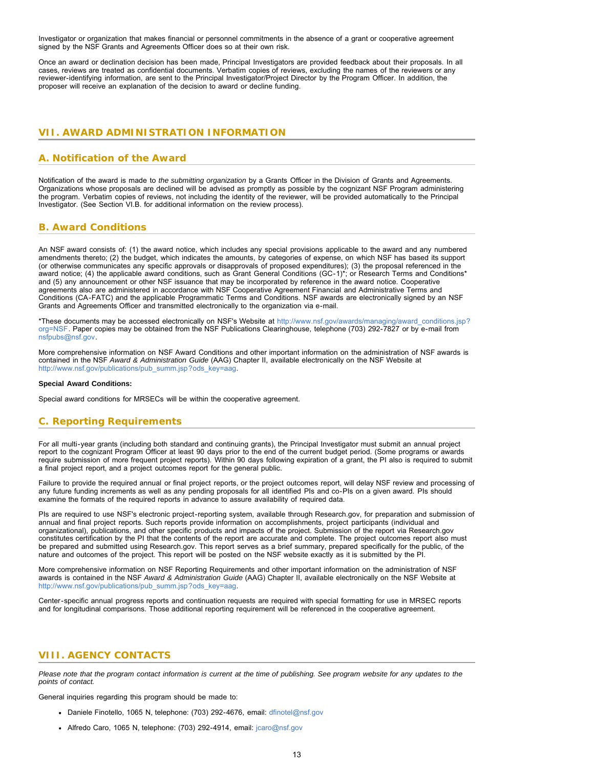Investigator or organization that makes financial or personnel commitments in the absence of a grant or cooperative agreement signed by the NSF Grants and Agreements Officer does so at their own risk.

Once an award or declination decision has been made, Principal Investigators are provided feedback about their proposals. In all cases, reviews are treated as confidential documents. Verbatim copies of reviews, excluding the names of the reviewers or any reviewer-identifying information, are sent to the Principal Investigator/Project Director by the Program Officer. In addition, the proposer will receive an explanation of the decision to award or decline funding.

## VII. AWARD ADMINISTRATION INFORMATION

### A. Notification of the Award

Notification of the award is made to *the submitting organization* by a Grants Officer in the Division of Grants and Agreements. Organizations whose proposals are declined will be advised as promptly as possible by the cognizant NSF Program administering the program. Verbatim copies of reviews, not including the identity of the reviewer, will be provided automatically to the Principal Investigator. (See Section VI.B. for additional information on the review process).

### B. Award Conditions

An NSF award consists of: (1) the award notice, which includes any special provisions applicable to the award and any numbered amendments thereto; (2) the budget, which indicates the amounts, by categories of expense, on which NSF has based its support (or otherwise communicates any specific approvals or disapprovals of proposed expenditures); (3) the proposal referenced in the award notice; (4) the applicable award conditions, such as Grant General Conditions (GC-1)*; or Research Terms and Conditions* and (5) any announcement or other NSF issuance that may be incorporated by reference in the award notice. Cooperative agreements also are administered in accordance with NSF Cooperative Agreement Financial and Administrative Terms and Conditions (CA-FATC) and the applicable Programmatic Terms and Conditions. NSF awards are electronically signed by an NSF Grants and Agreements Officer and transmitted electronically to the organization via e-mail.

*These documents may be accessed electronically on NSF's Website at http://www.nsf.gov/awards/managing/award_conditions.jsp?org=NSF. Paper copies may be obtained from the NSF Publications Clearinghouse, telephone (703) 292-7827 or by e-mail from nsfpubs@nsf.gov.

More comprehensive information on NSF Award Conditions and other important information on the administration of NSF awards is contained in the NSF *Award & Administration Guide* (AAG) Chapter II, available electronically on the NSF Website at http://www.nsf.gov/publications/pub_summ.jsp?ods_key=aag.

**Special Award Conditions:**

Special award conditions for MRSECs will be within the cooperative agreement.

### C. Reporting Requirements

For all multi-year grants (including both standard and continuing grants), the Principal Investigator must submit an annual project report to the cognizant Program Officer at least 90 days prior to the end of the current budget period. (Some programs or awards require submission of more frequent project reports). Within 90 days following expiration of a grant, the PI also is required to submit a final project report, and a project outcomes report for the general public.

Failure to provide the required annual or final project reports, or the project outcomes report, will delay NSF review and processing of any future funding increments as well as any pending proposals for all identified PIs and co-PIs on a given award. PIs should examine the formats of the required reports in advance to assure availability of required data.

PIs are required to use NSF's electronic project-reporting system, available through Research.gov, for preparation and submission of annual and final project reports. Such reports provide information on accomplishments, project participants (individual and organizational), publications, and other specific products and impacts of the project. Submission of the report via Research.gov constitutes certification by the PI that the contents of the report are accurate and complete. The project outcomes report also must be prepared and submitted using Research.gov. This report serves as a brief summary, prepared specifically for the public, of the nature and outcomes of the project. This report will be posted on the NSF website exactly as it is submitted by the PI.

More comprehensive information on NSF Reporting Requirements and other important information on the administration of NSF awards is contained in the NSF *Award & Administration Guide* (AAG) Chapter II, available electronically on the NSF Website at http://www.nsf.gov/publications/pub_summ.jsp?ods_key=aag.

Center-specific annual progress reports and continuation requests are required with special formatting for use in MRSEC reports and for longitudinal comparisons. Those additional reporting requirement will be referenced in the cooperative agreement.

## VIII. AGENCY CONTACTS

*Please note that the program contact information is current at the time of publishing. See program website for any updates to the points of contact.*

General inquiries regarding this program should be made to:

- Daniele Finotello, 1065 N, telephone: (703) 292-4676, email: dfinotel@nsf.gov
- Alfredo Caro, 1065 N, telephone: (703) 292-4914, email: jcaro@nsf.gov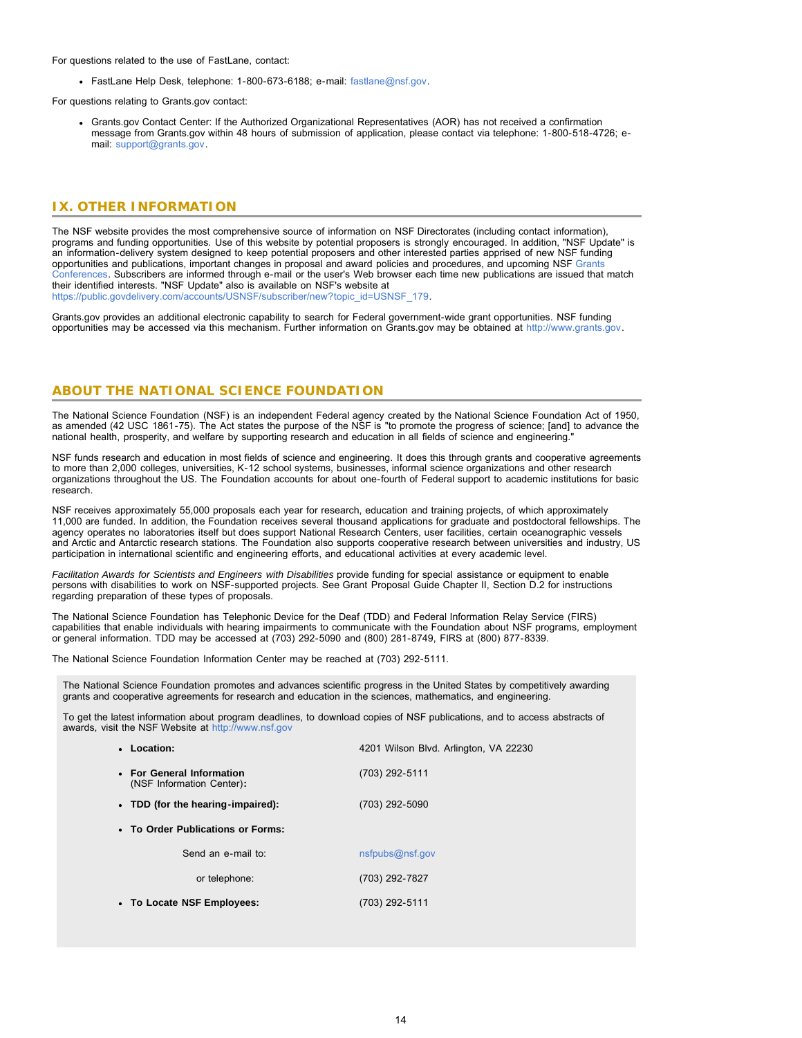For questions related to the use of FastLane, contact:

- FastLane Help Desk, telephone: 1-800-673-6188; e-mail: fastlane@nsf.gov.

For questions relating to Grants.gov contact:

- Grants.gov Contact Center: If the Authorized Organizational Representatives (AOR) has not received a confirmation message from Grants.gov within 48 hours of submission of application, please contact via telephone: 1-800-518-4726; e-mail: support@grants.gov.

## IX. OTHER INFORMATION

The NSF website provides the most comprehensive source of information on NSF Directorates (including contact information), programs and funding opportunities. Use of this website by potential proposers is strongly encouraged. In addition, "NSF Update" is an information-delivery system designed to keep potential proposers and other interested parties apprised of new NSF funding opportunities and publications, important changes in proposal and award policies and procedures, and upcoming NSF Grants Conferences. Subscribers are informed through e-mail or the user's Web browser each time new publications are issued that match their identified interests. "NSF Update" also is available on NSF's website at https://public.govdelivery.com/accounts/USNSF/subscriber/new?topic_id=USNSF_179.

Grants.gov provides an additional electronic capability to search for Federal government-wide grant opportunities. NSF funding opportunities may be accessed via this mechanism. Further information on Grants.gov may be obtained at http://www.grants.gov.

## ABOUT THE NATIONAL SCIENCE FOUNDATION

The National Science Foundation (NSF) is an independent Federal agency created by the National Science Foundation Act of 1950, as amended (42 USC 1861-75). The Act states the purpose of the NSF is "to promote the progress of science; [and] to advance the national health, prosperity, and welfare by supporting research and education in all fields of science and engineering."

NSF funds research and education in most fields of science and engineering. It does this through grants and cooperative agreements to more than 2,000 colleges, universities, K-12 school systems, businesses, informal science organizations and other research organizations throughout the US. The Foundation accounts for about one-fourth of Federal support to academic institutions for basic research.

NSF receives approximately 55,000 proposals each year for research, education and training projects, of which approximately 11,000 are funded. In addition, the Foundation receives several thousand applications for graduate and postdoctoral fellowships. The agency operates no laboratories itself but does support National Research Centers, user facilities, certain oceanographic vessels and Arctic and Antarctic research stations. The Foundation also supports cooperative research between universities and industry, US participation in international scientific and engineering efforts, and educational activities at every academic level.

*Facilitation Awards for Scientists and Engineers with Disabilities* provide funding for special assistance or equipment to enable persons with disabilities to work on NSF-supported projects. See Grant Proposal Guide Chapter II, Section D.2 for instructions regarding preparation of these types of proposals.

The National Science Foundation has Telephonic Device for the Deaf (TDD) and Federal Information Relay Service (FIRS) capabilities that enable individuals with hearing impairments to communicate with the Foundation about NSF programs, employment or general information. TDD may be accessed at (703) 292-5090 and (800) 281-8749, FIRS at (800) 877-8339.

The National Science Foundation Information Center may be reached at (703) 292-5111.

The National Science Foundation promotes and advances scientific progress in the United States by competitively awarding grants and cooperative agreements for research and education in the sciences, mathematics, and engineering.

To get the latest information about program deadlines, to download copies of NSF publications, and to access abstracts of awards, visit the NSF Website at http://www.nsf.gov

- **Location:** 4201 Wilson Blvd. Arlington, VA 22230
- **For General Information** (NSF Information Center)**:** (703) 292-5111
- **TDD (for the hearing-impaired):** (703) 292-5090
- **To Order Publications or Forms:**
  - Send an e-mail to: nsfpubs@nsf.gov
  - or telephone: (703) 292-7827
- **To Locate NSF Employees:** (703) 292-5111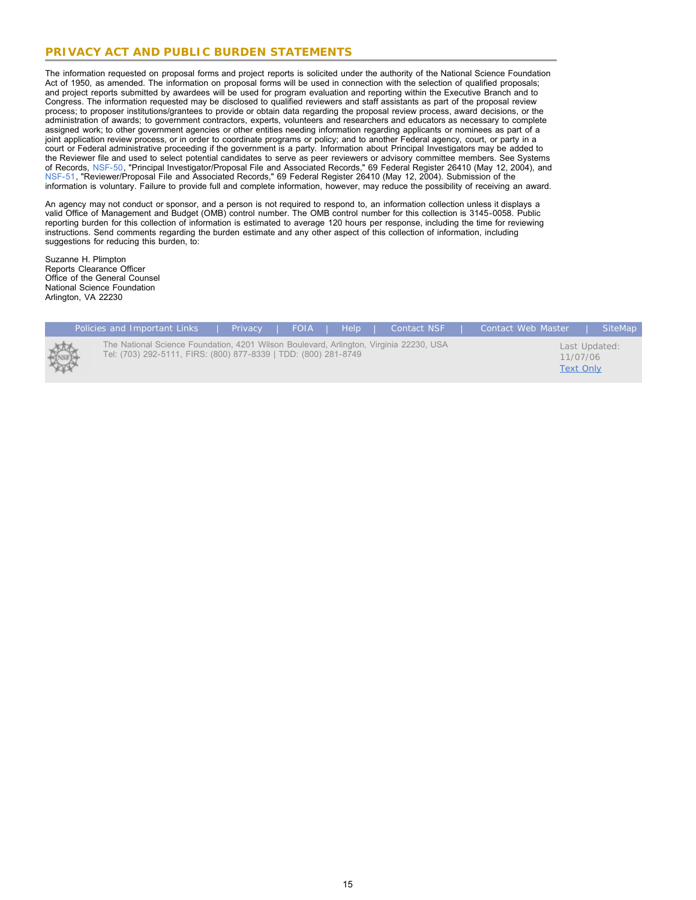## PRIVACY ACT AND PUBLIC BURDEN STATEMENTS

The information requested on proposal forms and project reports is solicited under the authority of the National Science Foundation Act of 1950, as amended. The information on proposal forms will be used in connection with the selection of qualified proposals; and project reports submitted by awardees will be used for program evaluation and reporting within the Executive Branch and to Congress. The information requested may be disclosed to qualified reviewers and staff assistants as part of the proposal review process; to proposer institutions/grantees to provide or obtain data regarding the proposal review process, award decisions, or the administration of awards; to government contractors, experts, volunteers and researchers and educators as necessary to complete assigned work; to other government agencies or other entities needing information regarding applicants or nominees as part of a joint application review process, or in order to coordinate programs or policy; and to another Federal agency, court, or party in a court or Federal administrative proceeding if the government is a party. Information about Principal Investigators may be added to the Reviewer file and used to select potential candidates to serve as peer reviewers or advisory committee members. See Systems of Records, NSF-50, "Principal Investigator/Proposal File and Associated Records," 69 Federal Register 26410 (May 12, 2004), and NSF-51, "Reviewer/Proposal File and Associated Records," 69 Federal Register 26410 (May 12, 2004). Submission of the information is voluntary. Failure to provide full and complete information, however, may reduce the possibility of receiving an award.

An agency may not conduct or sponsor, and a person is not required to respond to, an information collection unless it displays a valid Office of Management and Budget (OMB) control number. The OMB control number for this collection is 3145-0058. Public reporting burden for this collection of information is estimated to average 120 hours per response, including the time for reviewing instructions. Send comments regarding the burden estimate and any other aspect of this collection of information, including suggestions for reducing this burden, to:

Suzanne H. Plimpton
Reports Clearance Officer
Office of the General Counsel
National Science Foundation
Arlington, VA 22230

Policies and Important Links | Privacy | FOIA | Help | Contact NSF | Contact Web Master | SiteMap

The National Science Foundation, 4201 Wilson Boulevard, Arlington, Virginia 22230, USA
Tel: (703) 292-5111, FIRS: (800) 877-8339 | TDD: (800) 281-8749

Last Updated: 11/07/06
Text Only